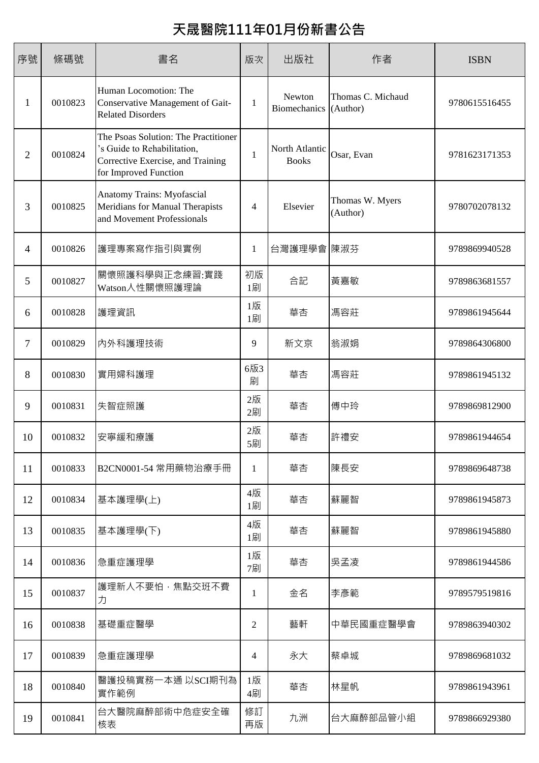# 天晟醫院111年01月份新書公告

| 序號 | 條碼號 | 書名 | 版次 | 出版社 | 作者 | ISBN |
|---|---|---|---|---|---|---|
| 1 | 0010823 | Human Locomotion: The Conservative Management of Gait-Related Disorders | 1 | Newton Biomechanics | Thomas C. Michaud (Author) | 9780615516455 |
| 2 | 0010824 | The Psoas Solution: The Practitioner's Guide to Rehabilitation, Corrective Exercise, and Training for Improved Function | 1 | North Atlantic Books | Osar, Evan | 9781623171353 |
| 3 | 0010825 | Anatomy Trains: Myofascial Meridians for Manual Therapists and Movement Professionals | 4 | Elsevier | Thomas W. Myers (Author) | 9780702078132 |
| 4 | 0010826 | 護理專案寫作指引與實例 | 1 | 台灣護理學會 | 陳淑芬 | 9789869940528 |
| 5 | 0010827 | 關懷照護科學與正念練習:實踐Watson人性關懷照護理論 | 初版1刷 | 合記 | 黃嘉敏 | 9789863681557 |
| 6 | 0010828 | 護理資訊 | 1版1刷 | 華杏 | 馮容莊 | 9789861945644 |
| 7 | 0010829 | 內外科護理技術 | 9 | 新文京 | 翁淑娟 | 9789864306800 |
| 8 | 0010830 | 實用婦科護理 | 6版3刷 | 華杏 | 馮容莊 | 9789861945132 |
| 9 | 0010831 | 失智症照護 | 2版2刷 | 華杏 | 傅中玲 | 9789869812900 |
| 10 | 0010832 | 安寧緩和療護 | 2版5刷 | 華杏 | 許禮安 | 9789861944654 |
| 11 | 0010833 | B2CN0001-54 常用藥物治療手冊 | 1 | 華杏 | 陳長安 | 9789869648738 |
| 12 | 0010834 | 基本護理學(上) | 4版1刷 | 華杏 | 蘇麗智 | 9789861945873 |
| 13 | 0010835 | 基本護理學(下) | 4版1刷 | 華杏 | 蘇麗智 | 9789861945880 |
| 14 | 0010836 | 急重症護理學 | 1版7刷 | 華杏 | 吳孟凌 | 9789861944586 |
| 15 | 0010837 | 護理新人不要怕，焦點交班不費力 | 1 | 金名 | 李彥範 | 9789579519816 |
| 16 | 0010838 | 基礎重症醫學 | 2 | 藝軒 | 中華民國重症醫學會 | 9789863940302 |
| 17 | 0010839 | 急重症護理學 | 4 | 永大 | 蔡卓城 | 9789869681032 |
| 18 | 0010840 | 醫護投稿實務一本通 以SCI期刊為實作範例 | 1版4刷 | 華杏 | 林星帆 | 9789861943961 |
| 19 | 0010841 | 台大醫院麻醉部術中危症安全確核表 | 修訂再版 | 九洲 | 台大麻醉部品管小組 | 9789866929380 |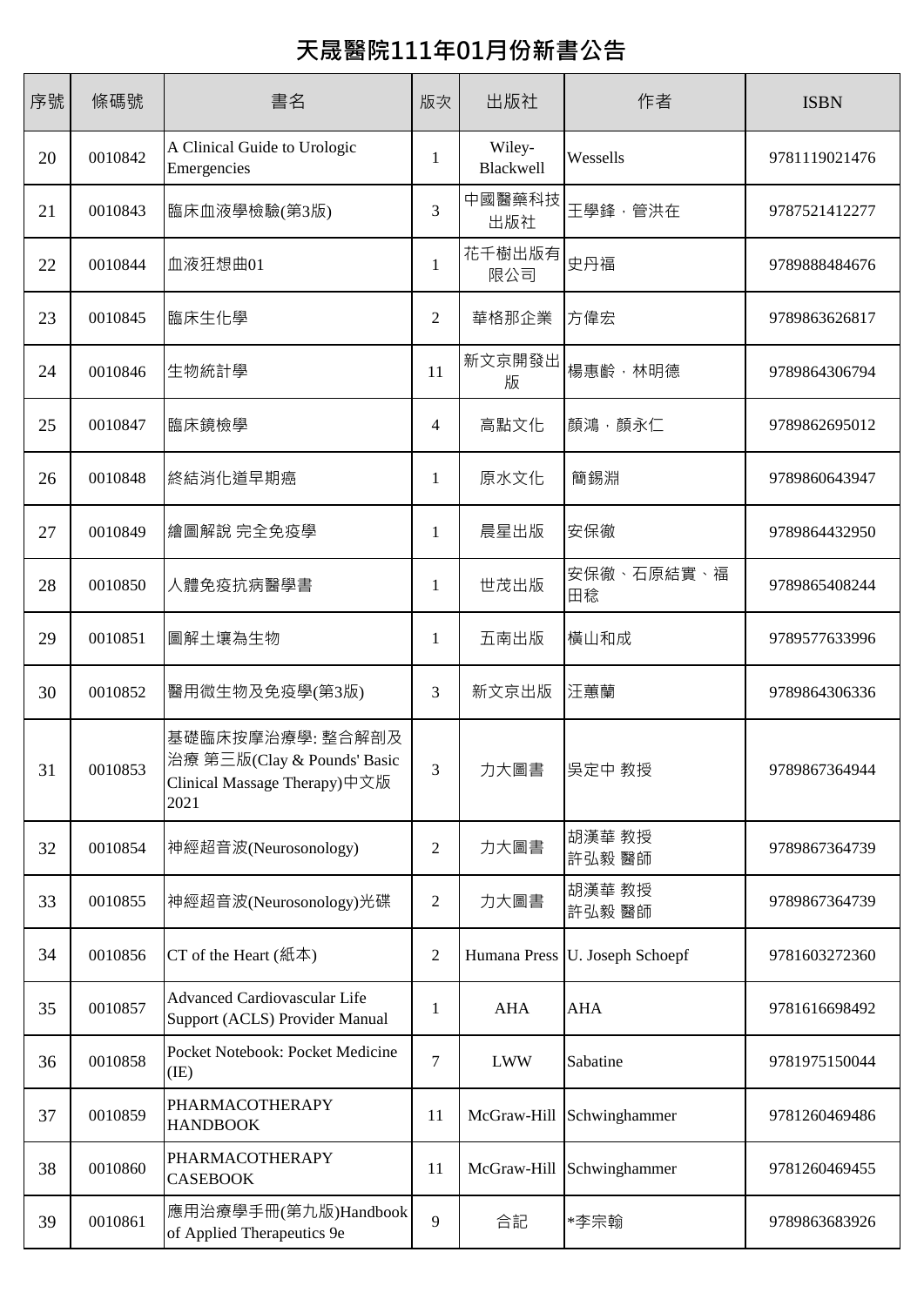# 天晟醫院111年01月份新書公告

| 序號 | 條碼號 | 書名 | 版次 | 出版社 | 作者 | ISBN |
|---|---|---|---|---|---|---|
| 20 | 0010842 | A Clinical Guide to Urologic Emergencies | 1 | Wiley-Blackwell | Wessells | 9781119021476 |
| 21 | 0010843 | 臨床血液學檢驗(第3版) | 3 | 中國醫藥科技出版社 | 王學鋒，管洪在 | 9787521412277 |
| 22 | 0010844 | 血液狂想曲01 | 1 | 花千樹出版有限公司 | 史丹福 | 9789888484676 |
| 23 | 0010845 | 臨床生化學 | 2 | 華格那企業 | 方偉宏 | 9789863626817 |
| 24 | 0010846 | 生物統計學 | 11 | 新文京開發出版 | 楊惠齡，林明德 | 9789864306794 |
| 25 | 0010847 | 臨床鏡檢學 | 4 | 高點文化 | 顏鴻，顏永仁 | 9789862695012 |
| 26 | 0010848 | 終結消化道早期癌 | 1 | 原水文化 | 簡錫淵 | 9789860643947 |
| 27 | 0010849 | 繪圖解說 完全免疫學 | 1 | 晨星出版 | 安保徹 | 9789864432950 |
| 28 | 0010850 | 人體免疫抗病醫學書 | 1 | 世茂出版 | 安保徹、石原結實、福田稔 | 9789865408244 |
| 29 | 0010851 | 圖解土壤為生物 | 1 | 五南出版 | 橫山和成 | 9789577633996 |
| 30 | 0010852 | 醫用微生物及免疫學(第3版) | 3 | 新文京出版 | 汪蕙蘭 | 9789864306336 |
| 31 | 0010853 | 基礎臨床按摩治療學: 整合解剖及治療 第三版(Clay & Pounds' Basic Clinical Massage Therapy)中文版 2021 | 3 | 力大圖書 | 吳定中 教授 | 9789867364944 |
| 32 | 0010854 | 神經超音波(Neurosonology) | 2 | 力大圖書 | 胡漢華 教授<br>許弘毅 醫師 | 9789867364739 |
| 33 | 0010855 | 神經超音波(Neurosonology)光碟 | 2 | 力大圖書 | 胡漢華 教授<br>許弘毅 醫師 | 9789867364739 |
| 34 | 0010856 | CT of the Heart (紙本) | 2 | Humana Press | U. Joseph Schoepf | 9781603272360 |
| 35 | 0010857 | Advanced Cardiovascular Life Support (ACLS) Provider Manual | 1 | AHA | AHA | 9781616698492 |
| 36 | 0010858 | Pocket Notebook: Pocket Medicine (IE) | 7 | LWW | Sabatine | 9781975150044 |
| 37 | 0010859 | PHARMACOTHERAPY HANDBOOK | 11 | McGraw-Hill | Schwinghammer | 9781260469486 |
| 38 | 0010860 | PHARMACOTHERAPY CASEBOOK | 11 | McGraw-Hill | Schwinghammer | 9781260469455 |
| 39 | 0010861 | 應用治療學手冊(第九版)Handbook of Applied Therapeutics 9e | 9 | 合記 | *李宗翰 | 9789863683926 |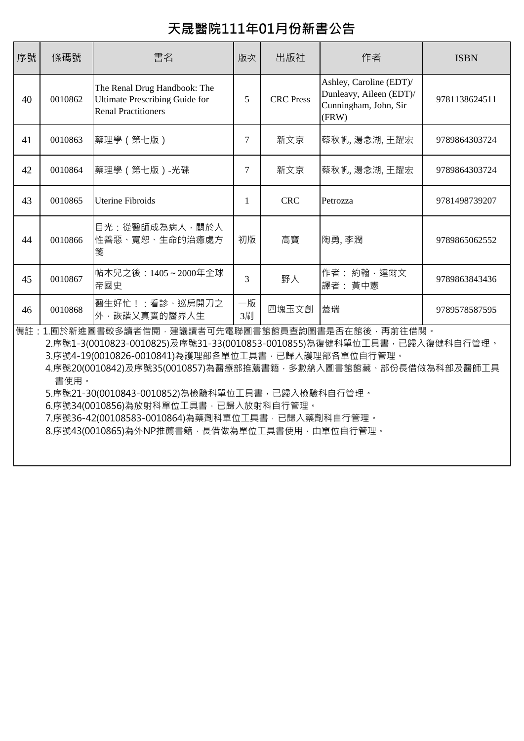# 天晟醫院111年01月份新書公告

| 序號 | 條碼號 | 書名 | 版次 | 出版社 | 作者 | ISBN |
|---|---|---|---|---|---|---|
| 40 | 0010862 | The Renal Drug Handbook: The Ultimate Prescribing Guide for Renal Practitioners | 5 | CRC Press | Ashley, Caroline (EDT)/ Dunleavy, Aileen (EDT)/ Cunningham, John, Sir (FRW) | 9781138624511 |
| 41 | 0010863 | 藥理學（第七版） | 7 | 新文京 | 蔡秋帆, 湯念湖, 王耀宏 | 9789864303724 |
| 42 | 0010864 | 藥理學（第七版）-光碟 | 7 | 新文京 | 蔡秋帆, 湯念湖, 王耀宏 | 9789864303724 |
| 43 | 0010865 | Uterine Fibroids | 1 | CRC | Petrozza | 9781498739207 |
| 44 | 0010866 | 目光：從醫師成為病人，關於人性善惡、寬恕、生命的治癒處方箋 | 初版 | 高寶 | 陶勇, 李潤 | 9789865062552 |
| 45 | 0010867 | 帖木兒之後：1405～2000年全球帝國史 | 3 | 野人 | 作者：約翰．達爾文 譯者：黃中憲 | 9789863843436 |
| 46 | 0010868 | 醫生好忙！：看診、巡房開刀之外，詼諧又真實的醫界人生 | 一版3刷 | 四塊玉文創 | 蓋瑞 | 9789578587595 |

備註：1.囿於新進圖書較多讀者借閱，建議讀者可先電聯圖書館館員查詢圖書是否在館後，再前往借閱。
2.序號1-3(0010823-0010825)及序號31-33(0010853-0010855)為復健科單位工具書，已歸入復健科自行管理。
3.序號4-19(0010826-0010841)為護理部各單位工具書，已歸入護理部各單位自行管理。
4.序號20(0010842)及序號35(0010857)為醫療部推薦書籍，多數納入圖書館館藏、部份長借做為科部及醫師工具書使用。
5.序號21-30(0010843-0010852)為檢驗科單位工具書，已歸入檢驗科自行管理。
6.序號34(0010856)為放射科單位工具書，已歸入放射科自行管理。
7.序號36-42(00108583-0010864)為藥劑科單位工具書，已歸入藥劑科自行管理。
8.序號43(0010865)為外NP推薦書籍，長借做為單位工具書使用，由單位自行管理。